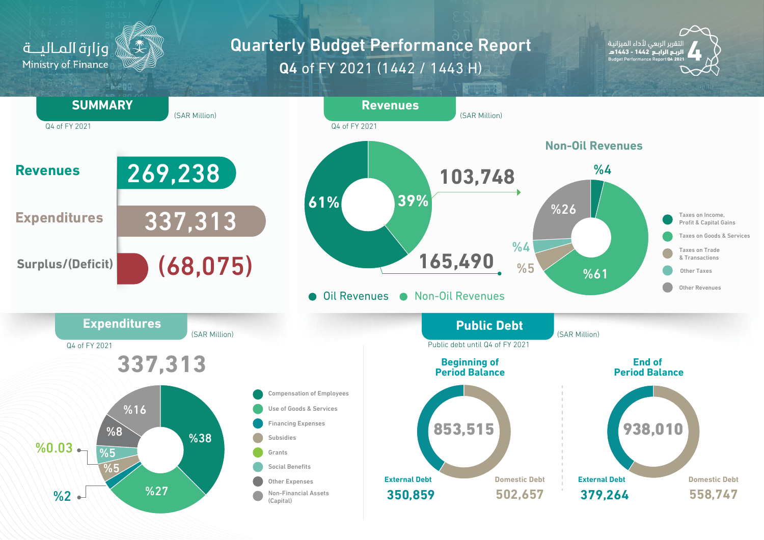وزارة المالية
Ministry of Finance

# Quarterly Budget Performance Report
## Q4 of FY 2021 (1442 / 1443 H)

التقرير الربعي لأداء الميزانية
الربع الرابع 1442 - 1443هـ
Budget Performance Report Q4 2021

## SUMMARY

(SAR Million)
Q4 of FY 2021

| | |
|---|---|
| Revenues | 269,238 |
| Expenditures | 337,313 |
| Surplus/(Deficit) | (68,075) |

## Revenues

(SAR Million)
Q4 of FY 2021

| | Share | Value |
|---|---|---|
| Oil Revenues | 61% | 165,490 |
| Non-Oil Revenues | 39% | 103,748 |

### Non-Oil Revenues

| Category | Share |
|---|---|
| Taxes on Income, Profit & Capital Gains | %4 |
| Taxes on Goods & Services | %61 |
| Taxes on Trade & Transactions | %5 |
| Other Taxes | %4 |
| Other Revenues | %26 |

## Expenditures

(SAR Million)
Q4 of FY 2021

337,313

| Category | Share |
|---|---|
| Compensation of Employees | %38 |
| Use of Goods & Services | %27 |
| Financing Expenses | %2 |
| Subsidies | %5 |
| Grants | %0.03 |
| Social Benefits | %5 |
| Other Expenses | %8 |
| Non-Financial Assets (Capital) | %16 |

## Public Debt

(SAR Million)
Public debt until Q4 of FY 2021

| | Beginning of Period Balance | End of Period Balance |
|---|---|---|
| Total | 853,515 | 938,010 |
| External Debt | 350,859 | 379,264 |
| Domestic Debt | 502,657 | 558,747 |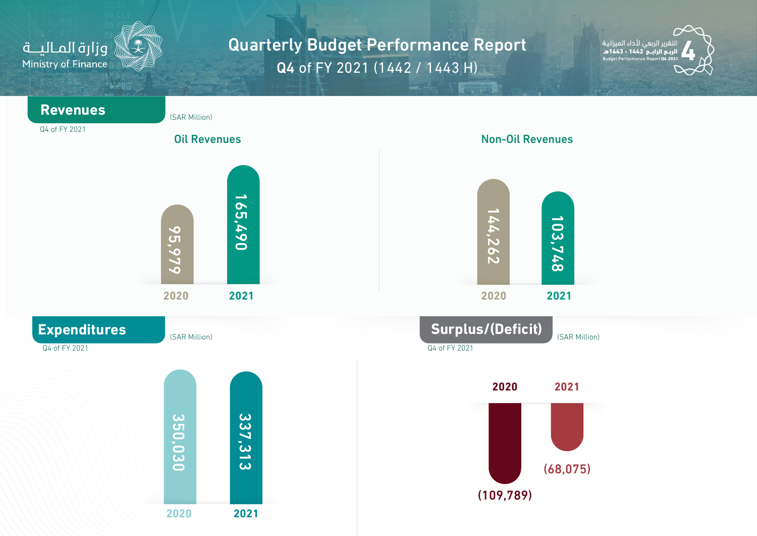وزارة المالية
Ministry of Finance

# Quarterly Budget Performance Report

**Q4** of FY 2021 (1442 / 1443 H)

التقرير الربعي لأداء الميزانية
الربع الرابع 1442 - 1443هـ
Budget Performance Report Q4 2021

## Revenues

Q4 of FY 2021

(SAR Million)

### Oil Revenues

95,979
165,490
2020
2021

### Non-Oil Revenues

144,262
103,748
2020
2021

## Expenditures

Q4 of FY 2021

(SAR Million)

350,030
337,313
2020
2021

## Surplus/(Deficit)

Q4 of FY 2021

(SAR Million)

2020
2021
(109,789)
(68,075)